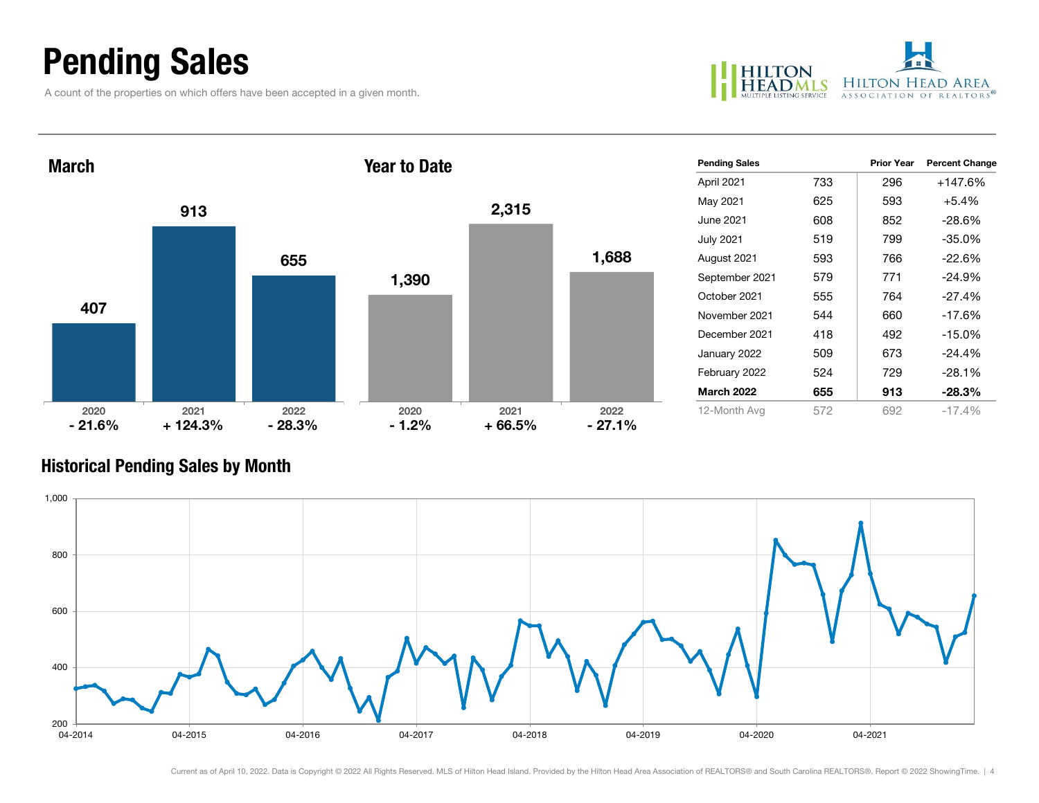# Pending Sales

A count of the properties on which offers have been accepted in a given month.

HILTON HEAD MLS MULTIPLE LISTING SERVICE | HILTON HEAD AREA ASSOCIATION OF REALTORS®

## March

| | 2020 | 2021 | 2022 |
|---|---|---|---|
| Pending Sales | 407 | 913 | 655 |
| Change | - 21.6% | + 124.3% | - 28.3% |

## Year to Date

| | 2020 | 2021 | 2022 |
|---|---|---|---|
| Pending Sales | 1,390 | 2,315 | 1,688 |
| Change | - 1.2% | + 66.5% | - 27.1% |

| Pending Sales | | Prior Year | Percent Change |
|---|---|---|---|
| April 2021 | 733 | 296 | +147.6% |
| May 2021 | 625 | 593 | +5.4% |
| June 2021 | 608 | 852 | -28.6% |
| July 2021 | 519 | 799 | -35.0% |
| August 2021 | 593 | 766 | -22.6% |
| September 2021 | 579 | 771 | -24.9% |
| October 2021 | 555 | 764 | -27.4% |
| November 2021 | 544 | 660 | -17.6% |
| December 2021 | 418 | 492 | -15.0% |
| January 2022 | 509 | 673 | -24.4% |
| February 2022 | 524 | 729 | -28.1% |
| **March 2022** | **655** | **913** | **-28.3%** |
| 12-Month Avg | 572 | 692 | -17.4% |

## Historical Pending Sales by Month

Current as of April 10, 2022. Data is Copyright © 2022 All Rights Reserved. MLS of Hilton Head Island. Provided by the Hilton Head Area Association of REALTORS® and South Carolina REALTORS®. Report © 2022 ShowingTime.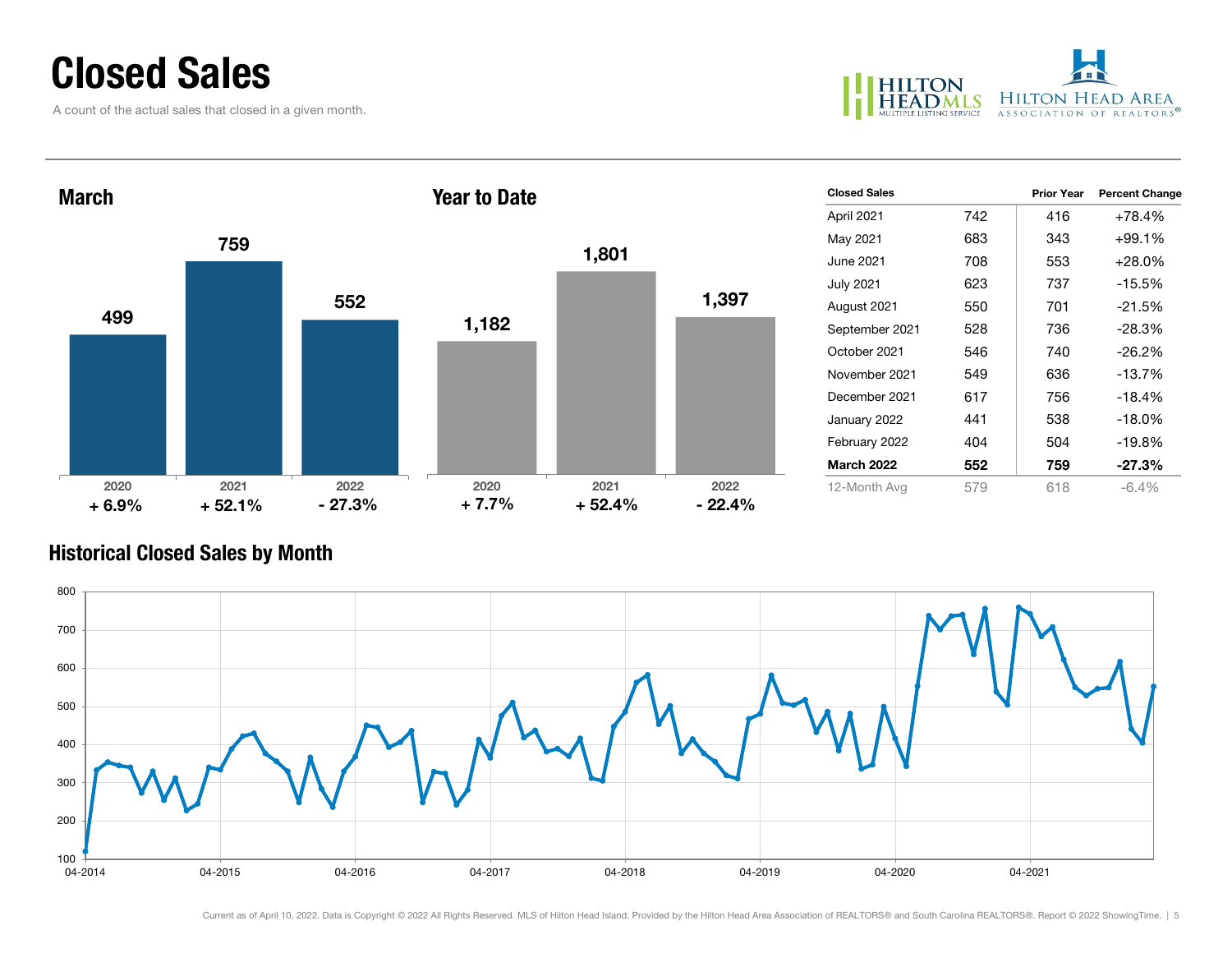# Closed Sales

A count of the actual sales that closed in a given month.

## March

| | 2020 | 2021 | 2022 |
|---|---|---|---|
| Closed Sales | 499 | 759 | 552 |
| Change | + 6.9% | + 52.1% | - 27.3% |

## Year to Date

| | 2020 | 2021 | 2022 |
|---|---|---|---|
| Closed Sales | 1,182 | 1,801 | 1,397 |
| Change | + 7.7% | + 52.4% | - 22.4% |

| Closed Sales | | Prior Year | Percent Change |
|---|---|---|---|
| April 2021 | 742 | 416 | +78.4% |
| May 2021 | 683 | 343 | +99.1% |
| June 2021 | 708 | 553 | +28.0% |
| July 2021 | 623 | 737 | -15.5% |
| August 2021 | 550 | 701 | -21.5% |
| September 2021 | 528 | 736 | -28.3% |
| October 2021 | 546 | 740 | -26.2% |
| November 2021 | 549 | 636 | -13.7% |
| December 2021 | 617 | 756 | -18.4% |
| January 2022 | 441 | 538 | -18.0% |
| February 2022 | 404 | 504 | -19.8% |
| **March 2022** | **552** | **759** | **-27.3%** |
| 12-Month Avg | 579 | 618 | -6.4% |

## Historical Closed Sales by Month

Current as of April 10, 2022. Data is Copyright © 2022 All Rights Reserved. MLS of Hilton Head Island. Provided by the Hilton Head Area Association of REALTORS® and South Carolina REALTORS®. Report © 2022 ShowingTime.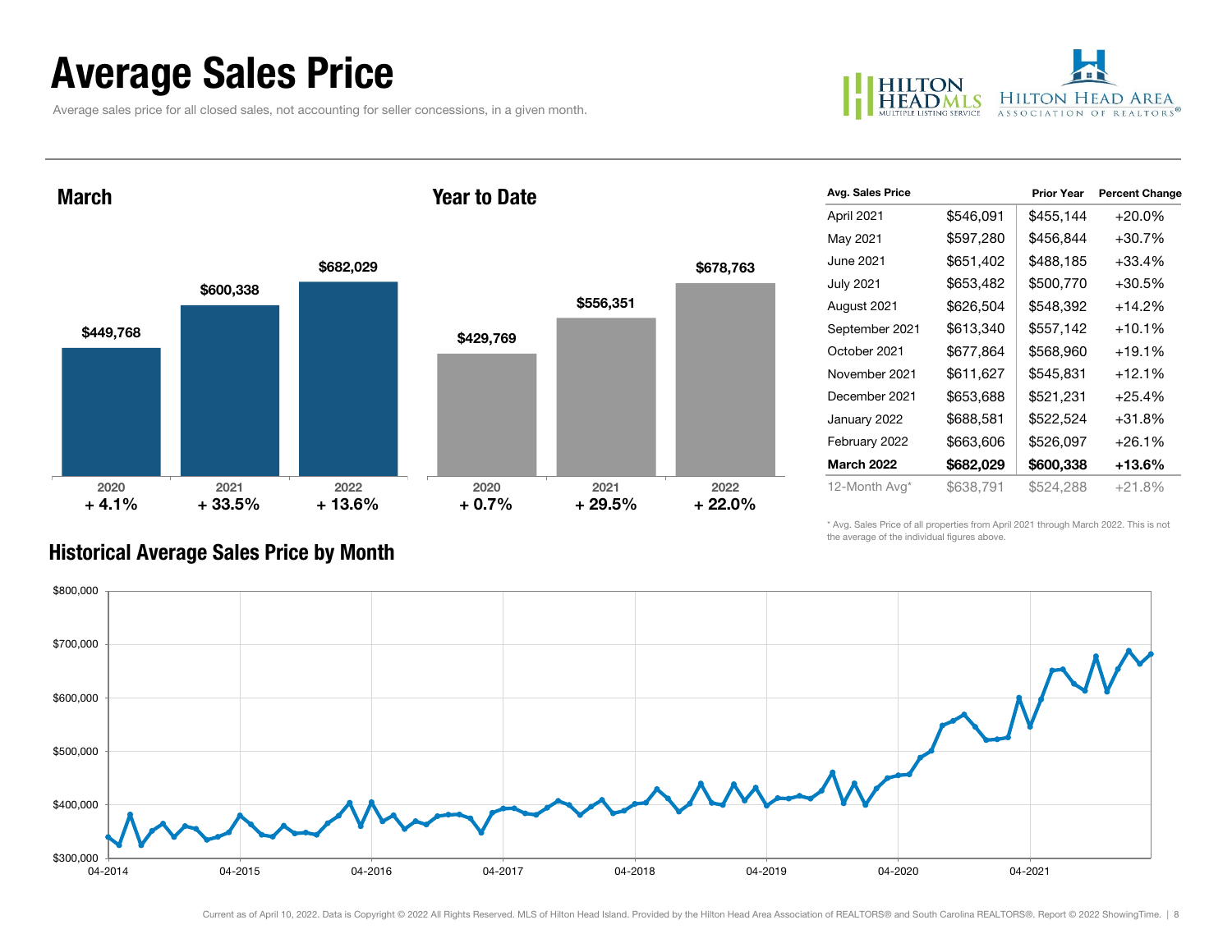# Average Sales Price

Average sales price for all closed sales, not accounting for seller concessions, in a given month.

## March

| | 2020 | 2021 | 2022 |
|---|---|---|---|
| Average Sales Price | $449,768 | $600,338 | $682,029 |
| Change | + 4.1% | + 33.5% | + 13.6% |

## Year to Date

| | 2020 | 2021 | 2022 |
|---|---|---|---|
| Average Sales Price | $429,769 | $556,351 | $678,763 |
| Change | + 0.7% | + 29.5% | + 22.0% |

| Avg. Sales Price | | Prior Year | Percent Change |
|---|---|---|---|
| April 2021 | $546,091 | $455,144 | +20.0% |
| May 2021 | $597,280 | $456,844 | +30.7% |
| June 2021 | $651,402 | $488,185 | +33.4% |
| July 2021 | $653,482 | $500,770 | +30.5% |
| August 2021 | $626,504 | $548,392 | +14.2% |
| September 2021 | $613,340 | $557,142 | +10.1% |
| October 2021 | $677,864 | $568,960 | +19.1% |
| November 2021 | $611,627 | $545,831 | +12.1% |
| December 2021 | $653,688 | $521,231 | +25.4% |
| January 2022 | $688,581 | $522,524 | +31.8% |
| February 2022 | $663,606 | $526,097 | +26.1% |
| **March 2022** | **$682,029** | **$600,338** | **+13.6%** |
| 12-Month Avg* | $638,791 | $524,288 | +21.8% |

* Avg. Sales Price of all properties from April 2021 through March 2022. This is not the average of the individual figures above.

## Historical Average Sales Price by Month

Current as of April 10, 2022. Data is Copyright © 2022 All Rights Reserved. MLS of Hilton Head Island. Provided by the Hilton Head Area Association of REALTORS® and South Carolina REALTORS®. Report © 2022 ShowingTime.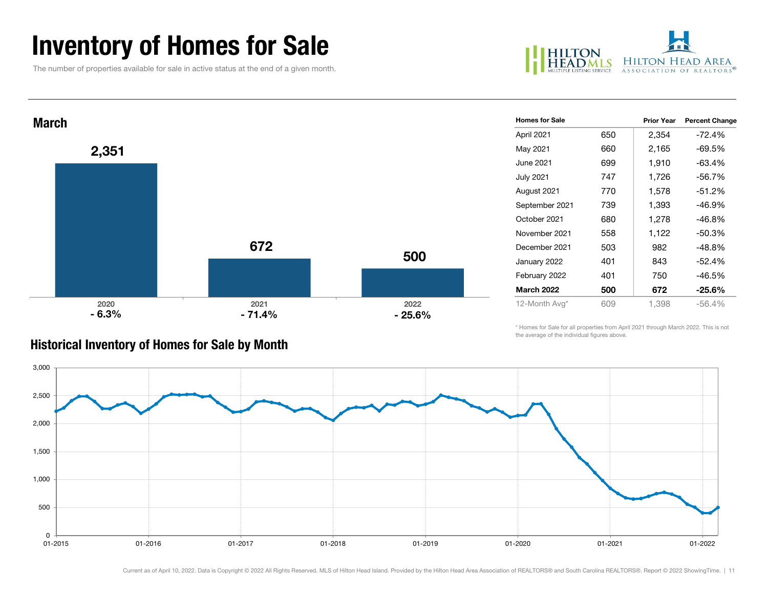# Inventory of Homes for Sale

The number of properties available for sale in active status at the end of a given month.

## March

| Year | Homes for Sale | Change |
|---|---|---|
| 2020 | 2,351 | - 6.3% |
| 2021 | 672 | - 71.4% |
| 2022 | 500 | - 25.6% |

| Homes for Sale | | Prior Year | Percent Change |
|---|---|---|---|
| April 2021 | 650 | 2,354 | -72.4% |
| May 2021 | 660 | 2,165 | -69.5% |
| June 2021 | 699 | 1,910 | -63.4% |
| July 2021 | 747 | 1,726 | -56.7% |
| August 2021 | 770 | 1,578 | -51.2% |
| September 2021 | 739 | 1,393 | -46.9% |
| October 2021 | 680 | 1,278 | -46.8% |
| November 2021 | 558 | 1,122 | -50.3% |
| December 2021 | 503 | 982 | -48.8% |
| January 2022 | 401 | 843 | -52.4% |
| February 2022 | 401 | 750 | -46.5% |
| **March 2022** | **500** | **672** | **-25.6%** |
| 12-Month Avg* | 609 | 1,398 | -56.4% |

\* Homes for Sale for all properties from April 2021 through March 2022. This is not the average of the individual figures above.

## Historical Inventory of Homes for Sale by Month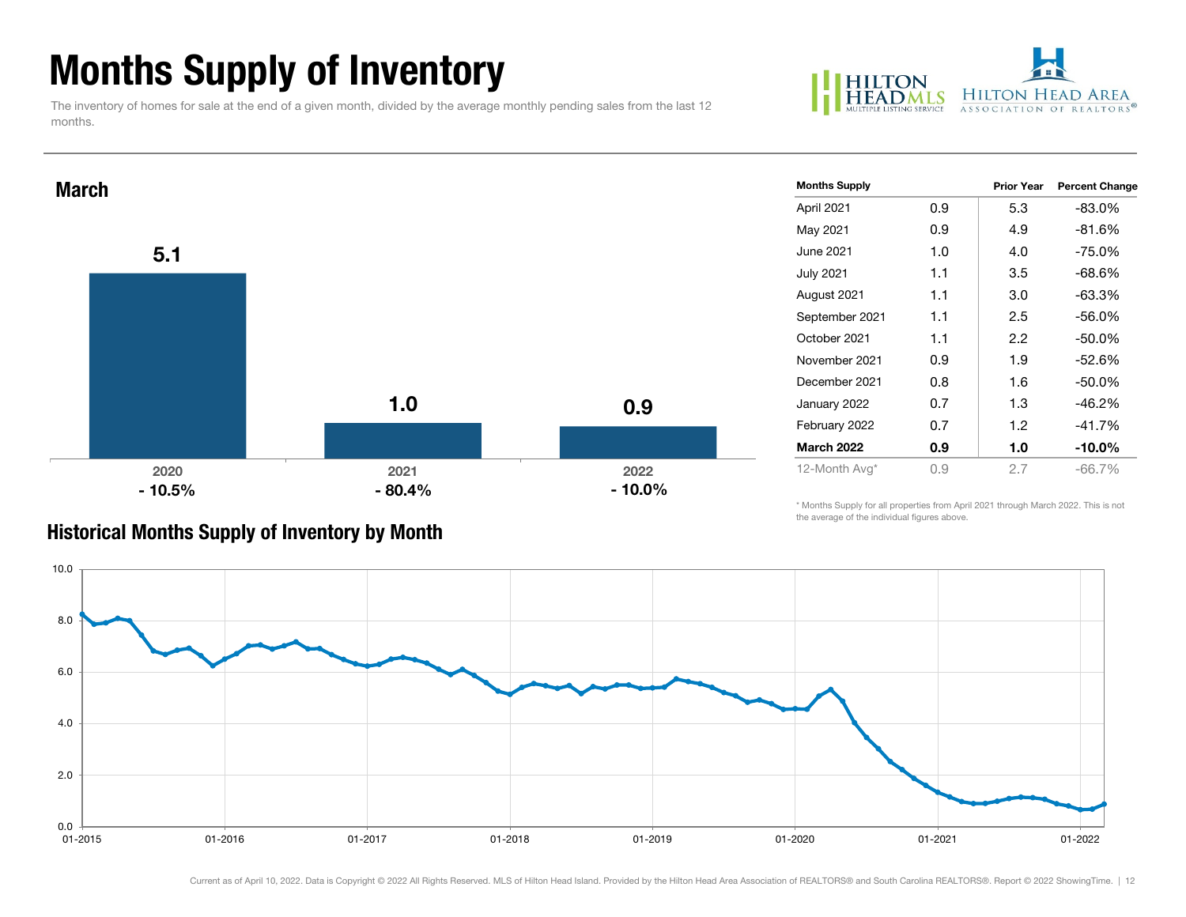# Months Supply of Inventory

The inventory of homes for sale at the end of a given month, divided by the average monthly pending sales from the last 12 months.

## March

5.1
1.0
0.9

2020
- 10.5%

2021
- 80.4%

2022
- 10.0%

| Months Supply | | Prior Year | Percent Change |
|---|---|---|---|
| April 2021 | 0.9 | 5.3 | -83.0% |
| May 2021 | 0.9 | 4.9 | -81.6% |
| June 2021 | 1.0 | 4.0 | -75.0% |
| July 2021 | 1.1 | 3.5 | -68.6% |
| August 2021 | 1.1 | 3.0 | -63.3% |
| September 2021 | 1.1 | 2.5 | -56.0% |
| October 2021 | 1.1 | 2.2 | -50.0% |
| November 2021 | 0.9 | 1.9 | -52.6% |
| December 2021 | 0.8 | 1.6 | -50.0% |
| January 2022 | 0.7 | 1.3 | -46.2% |
| February 2022 | 0.7 | 1.2 | -41.7% |
| **March 2022** | **0.9** | **1.0** | **-10.0%** |
| 12-Month Avg* | 0.9 | 2.7 | -66.7% |

* Months Supply for all properties from April 2021 through March 2022. This is not the average of the individual figures above.

## Historical Months Supply of Inventory by Month

10.0
8.0
6.0
4.0
2.0
0.0

01-2015
01-2016
01-2017
01-2018
01-2019
01-2020
01-2021
01-2022

Current as of April 10, 2022. Data is Copyright © 2022 All Rights Reserved. MLS of Hilton Head Island. Provided by the Hilton Head Area Association of REALTORS® and South Carolina REALTORS®. Report © 2022 ShowingTime.